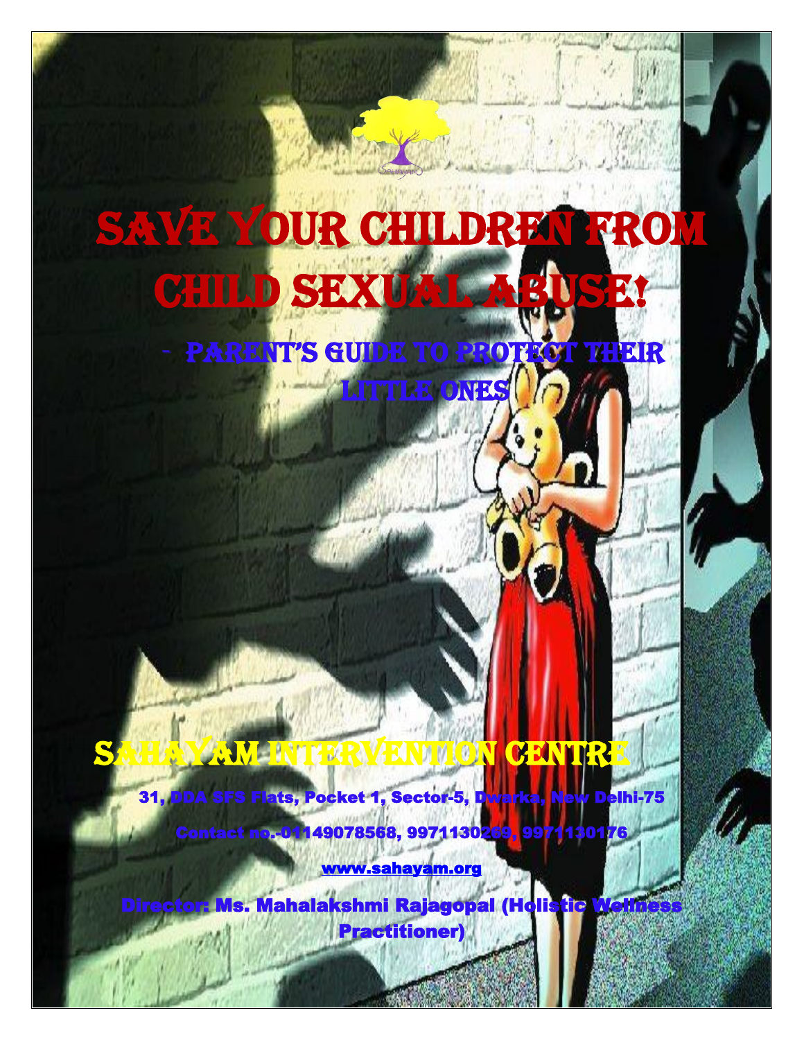# SAVE YOUR CHILDREN FROM CHILD SEXUAL ABUSE!

## - PARENT'S GUIDE TO PROTECT THEIR LITTLE ONES

## SAHAYAM INTERVENTION CENTRE

31, DDA SFS Flats, Pocket 1, Sector-5, Dwarka, New Delhi-75

Contact no.-01149078568, 9971130269, 9971130176

www.sahayam.org

Director: Ms. Mahalakshmi Rajagopal (Holistic Wellness Practitioner)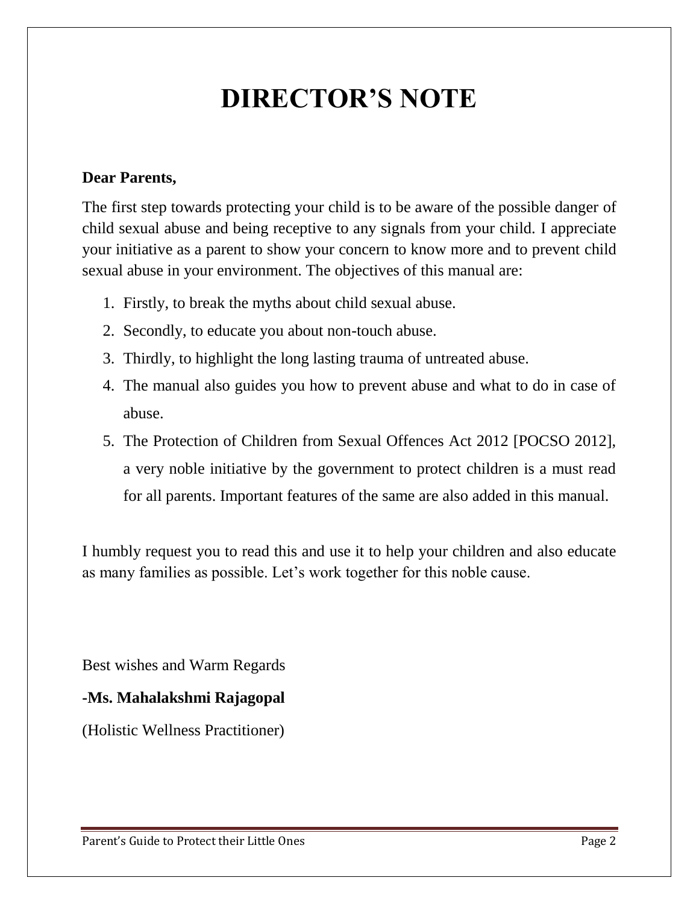# DIRECTOR'S NOTE

**Dear Parents,**

The first step towards protecting your child is to be aware of the possible danger of child sexual abuse and being receptive to any signals from your child. I appreciate your initiative as a parent to show your concern to know more and to prevent child sexual abuse in your environment. The objectives of this manual are:

1. Firstly, to break the myths about child sexual abuse.
2. Secondly, to educate you about non-touch abuse.
3. Thirdly, to highlight the long lasting trauma of untreated abuse.
4. The manual also guides you how to prevent abuse and what to do in case of abuse.
5. The Protection of Children from Sexual Offences Act 2012 [POCSO 2012], a very noble initiative by the government to protect children is a must read for all parents. Important features of the same are also added in this manual.

I humbly request you to read this and use it to help your children and also educate as many families as possible. Let's work together for this noble cause.

Best wishes and Warm Regards

**-Ms. Mahalakshmi Rajagopal**

(Holistic Wellness Practitioner)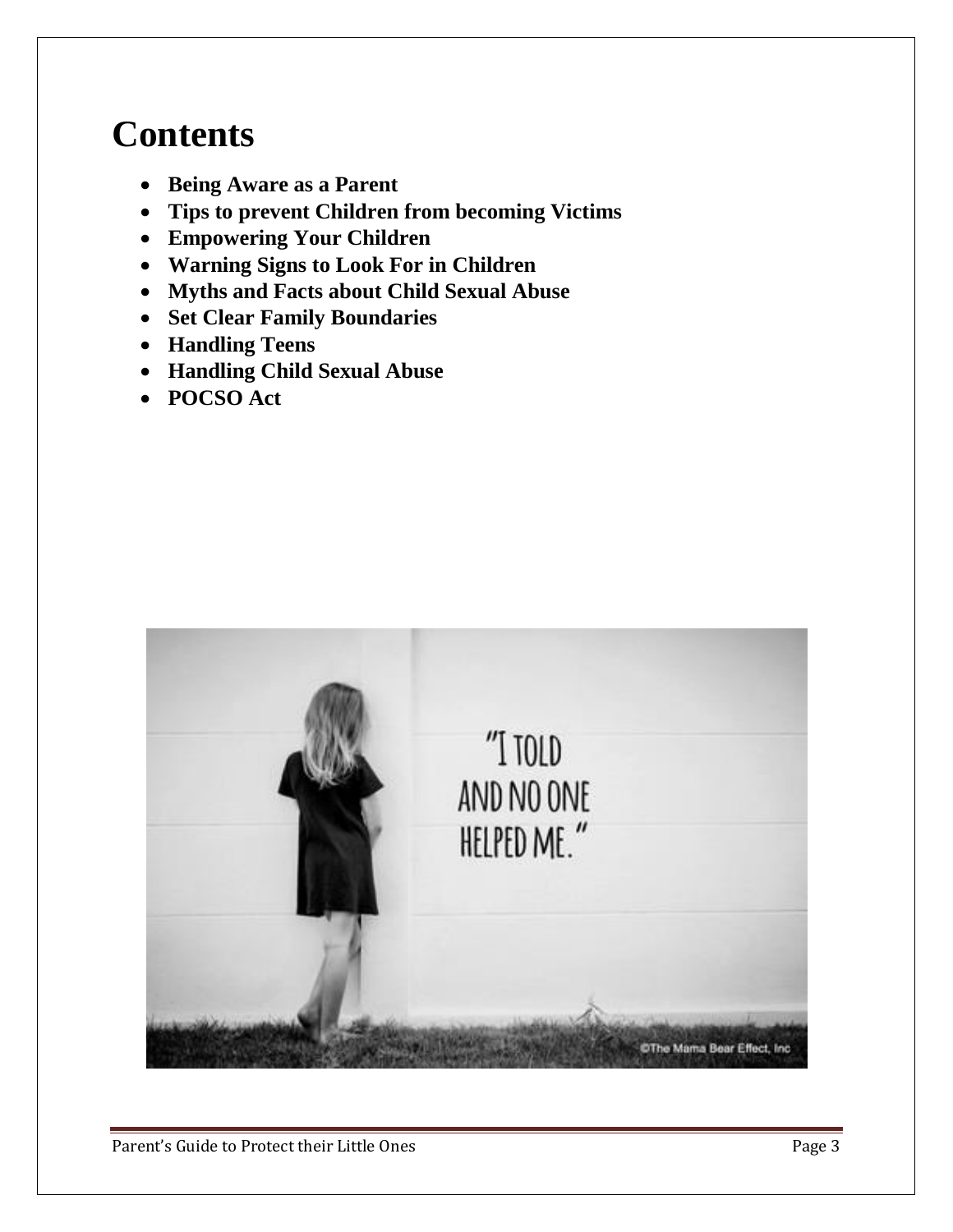# Contents

- **Being Aware as a Parent**
- **Tips to prevent Children from becoming Victims**
- **Empowering Your Children**
- **Warning Signs to Look For in Children**
- **Myths and Facts about Child Sexual Abuse**
- **Set Clear Family Boundaries**
- **Handling Teens**
- **Handling Child Sexual Abuse**
- **POCSO Act**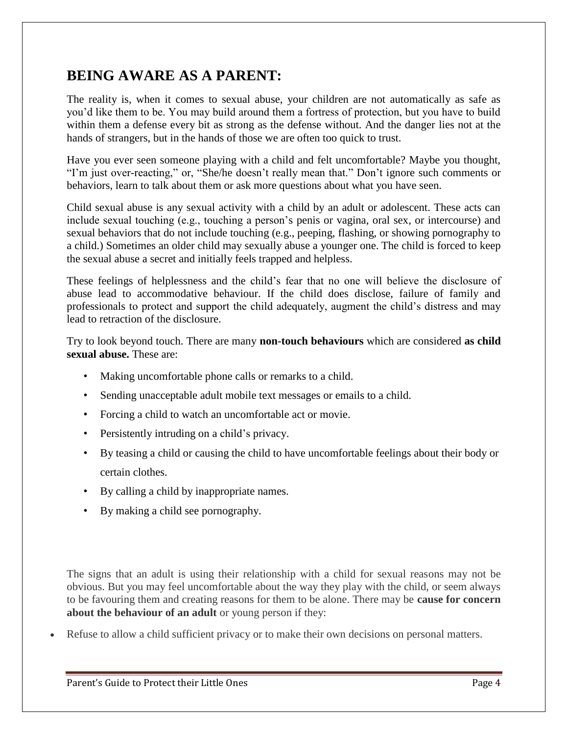## BEING AWARE AS A PARENT:

The reality is, when it comes to sexual abuse, your children are not automatically as safe as you'd like them to be. You may build around them a fortress of protection, but you have to build within them a defense every bit as strong as the defense without. And the danger lies not at the hands of strangers, but in the hands of those we are often too quick to trust.

Have you ever seen someone playing with a child and felt uncomfortable? Maybe you thought, "I'm just over-reacting," or, "She/he doesn't really mean that." Don't ignore such comments or behaviors, learn to talk about them or ask more questions about what you have seen.

Child sexual abuse is any sexual activity with a child by an adult or adolescent. These acts can include sexual touching (e.g., touching a person's penis or vagina, oral sex, or intercourse) and sexual behaviors that do not include touching (e.g., peeping, flashing, or showing pornography to a child.) Sometimes an older child may sexually abuse a younger one. The child is forced to keep the sexual abuse a secret and initially feels trapped and helpless.

These feelings of helplessness and the child's fear that no one will believe the disclosure of abuse lead to accommodative behaviour. If the child does disclose, failure of family and professionals to protect and support the child adequately, augment the child's distress and may lead to retraction of the disclosure.

Try to look beyond touch. There are many **non-touch behaviours** which are considered **as child sexual abuse.** These are:

- Making uncomfortable phone calls or remarks to a child.
- Sending unacceptable adult mobile text messages or emails to a child.
- Forcing a child to watch an uncomfortable act or movie.
- Persistently intruding on a child's privacy.
- By teasing a child or causing the child to have uncomfortable feelings about their body or certain clothes.
- By calling a child by inappropriate names.
- By making a child see pornography.

The signs that an adult is using their relationship with a child for sexual reasons may not be obvious. But you may feel uncomfortable about the way they play with the child, or seem always to be favouring them and creating reasons for them to be alone. There may be **cause for concern about the behaviour of an adult** or young person if they:

- Refuse to allow a child sufficient privacy or to make their own decisions on personal matters.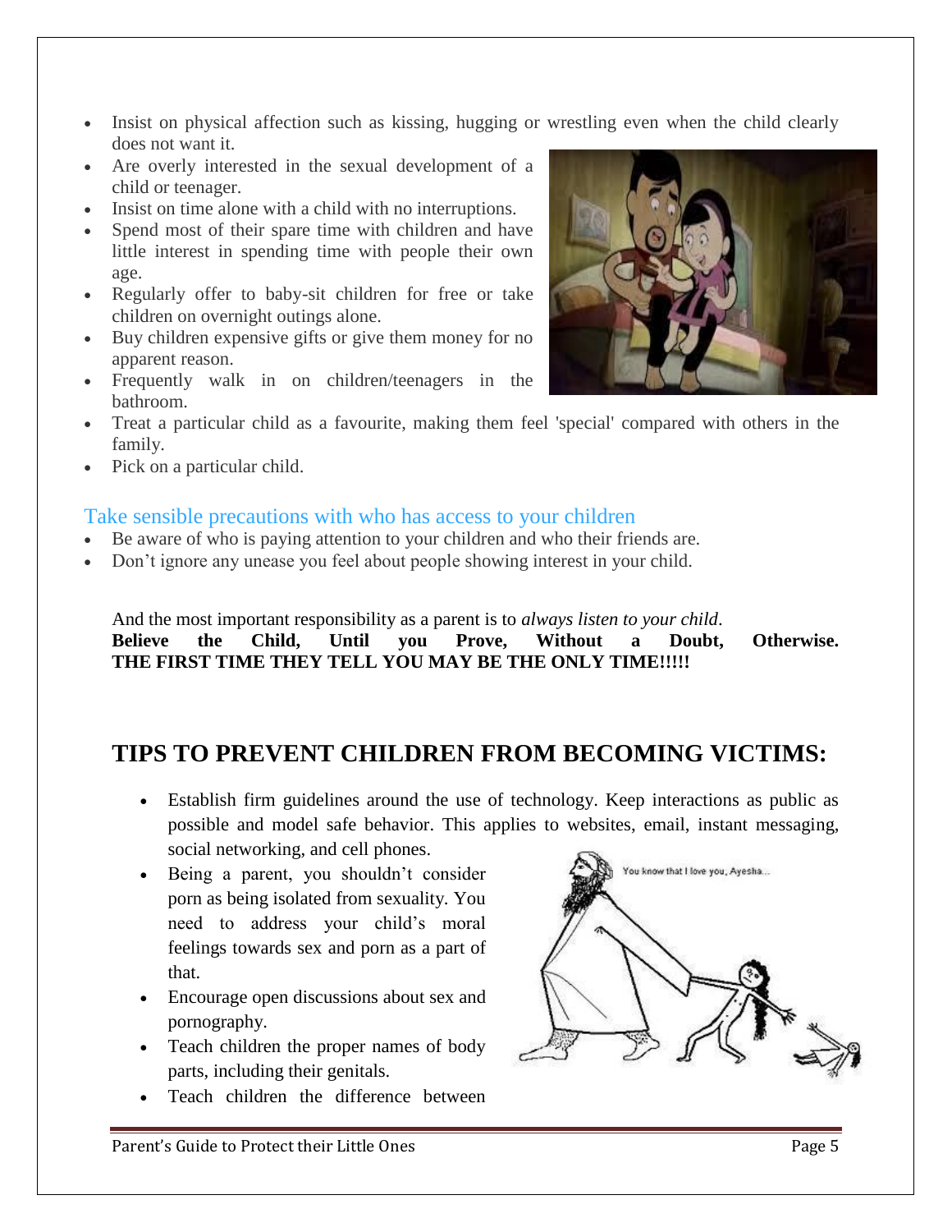- Insist on physical affection such as kissing, hugging or wrestling even when the child clearly does not want it.
- Are overly interested in the sexual development of a child or teenager.
- Insist on time alone with a child with no interruptions.
- Spend most of their spare time with children and have little interest in spending time with people their own age.
- Regularly offer to baby-sit children for free or take children on overnight outings alone.
- Buy children expensive gifts or give them money for no apparent reason.
- Frequently walk in on children/teenagers in the bathroom.
- Treat a particular child as a favourite, making them feel 'special' compared with others in the family.
- Pick on a particular child.

### Take sensible precautions with who has access to your children

- Be aware of who is paying attention to your children and who their friends are.
- Don't ignore any unease you feel about people showing interest in your child.

And the most important responsibility as a parent is to *always listen to your child*.
**Believe the Child, Until you Prove, Without a Doubt, Otherwise.**
**THE FIRST TIME THEY TELL YOU MAY BE THE ONLY TIME!!!!!**

## TIPS TO PREVENT CHILDREN FROM BECOMING VICTIMS:

- Establish firm guidelines around the use of technology. Keep interactions as public as possible and model safe behavior. This applies to websites, email, instant messaging, social networking, and cell phones.
- Being a parent, you shouldn't consider porn as being isolated from sexuality. You need to address your child's moral feelings towards sex and porn as a part of that.
- Encourage open discussions about sex and pornography.
- Teach children the proper names of body parts, including their genitals.
- Teach children the difference between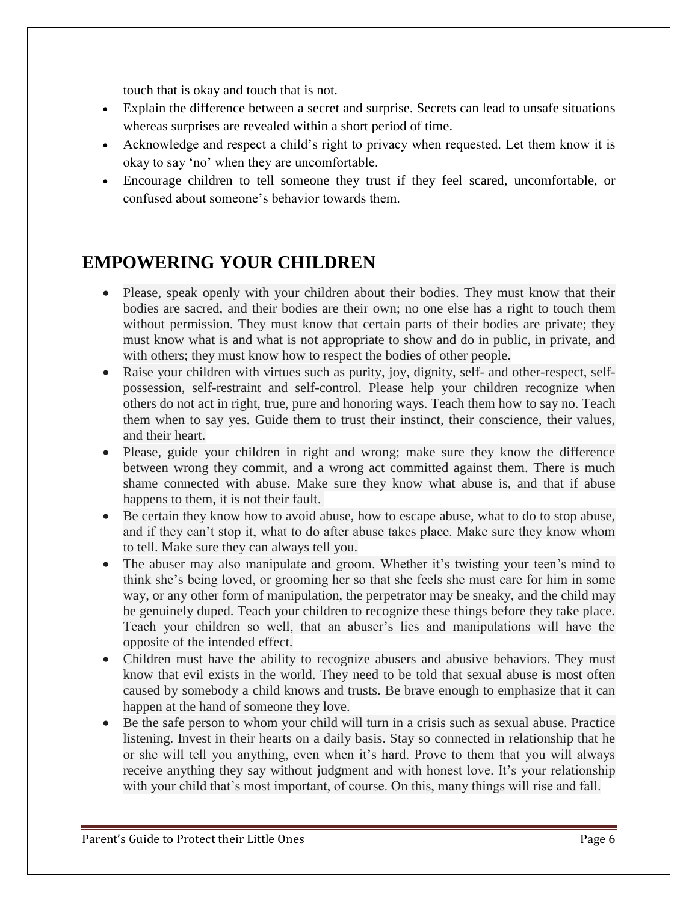touch that is okay and touch that is not.

- Explain the difference between a secret and surprise. Secrets can lead to unsafe situations whereas surprises are revealed within a short period of time.
- Acknowledge and respect a child's right to privacy when requested. Let them know it is okay to say 'no' when they are uncomfortable.
- Encourage children to tell someone they trust if they feel scared, uncomfortable, or confused about someone's behavior towards them.

## EMPOWERING YOUR CHILDREN

- Please, speak openly with your children about their bodies. They must know that their bodies are sacred, and their bodies are their own; no one else has a right to touch them without permission. They must know that certain parts of their bodies are private; they must know what is and what is not appropriate to show and do in public, in private, and with others; they must know how to respect the bodies of other people.
- Raise your children with virtues such as purity, joy, dignity, self- and other-respect, self-possession, self-restraint and self-control. Please help your children recognize when others do not act in right, true, pure and honoring ways. Teach them how to say no. Teach them when to say yes. Guide them to trust their instinct, their conscience, their values, and their heart.
- Please, guide your children in right and wrong; make sure they know the difference between wrong they commit, and a wrong act committed against them. There is much shame connected with abuse. Make sure they know what abuse is, and that if abuse happens to them, it is not their fault.
- Be certain they know how to avoid abuse, how to escape abuse, what to do to stop abuse, and if they can't stop it, what to do after abuse takes place. Make sure they know whom to tell. Make sure they can always tell you.
- The abuser may also manipulate and groom. Whether it's twisting your teen's mind to think she's being loved, or grooming her so that she feels she must care for him in some way, or any other form of manipulation, the perpetrator may be sneaky, and the child may be genuinely duped. Teach your children to recognize these things before they take place. Teach your children so well, that an abuser's lies and manipulations will have the opposite of the intended effect.
- Children must have the ability to recognize abusers and abusive behaviors. They must know that evil exists in the world. They need to be told that sexual abuse is most often caused by somebody a child knows and trusts. Be brave enough to emphasize that it can happen at the hand of someone they love.
- Be the safe person to whom your child will turn in a crisis such as sexual abuse. Practice listening. Invest in their hearts on a daily basis. Stay so connected in relationship that he or she will tell you anything, even when it's hard. Prove to them that you will always receive anything they say without judgment and with honest love. It's your relationship with your child that's most important, of course. On this, many things will rise and fall.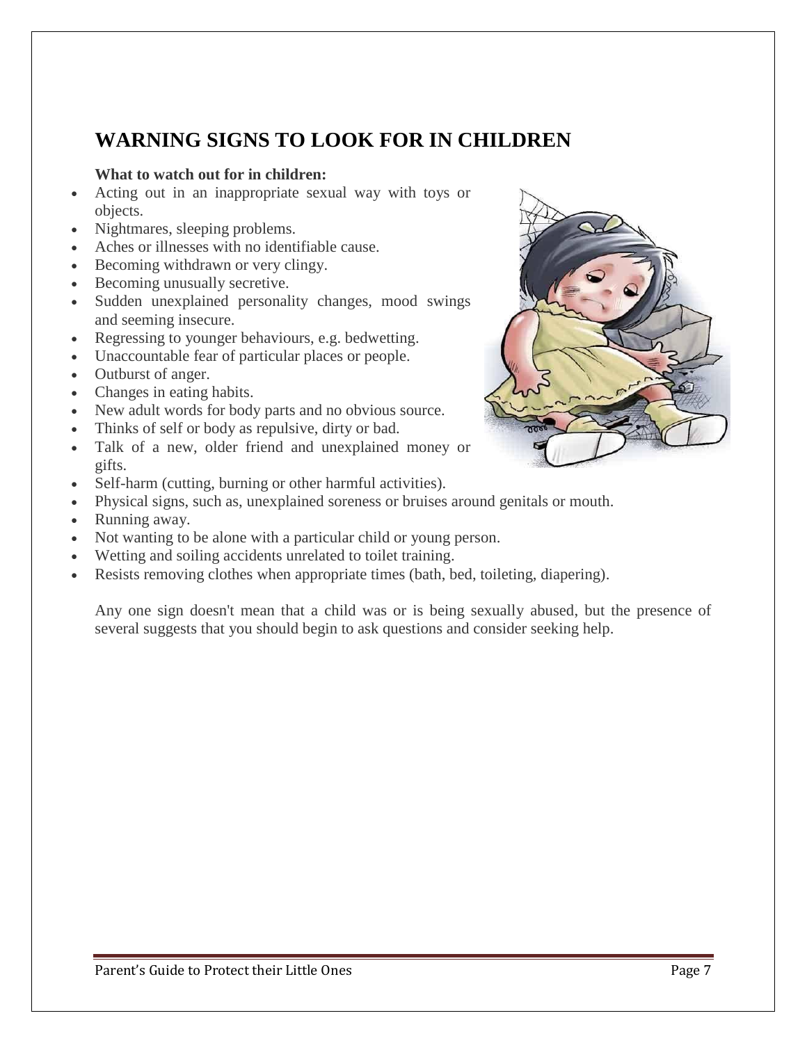## WARNING SIGNS TO LOOK FOR IN CHILDREN

**What to watch out for in children:**

- Acting out in an inappropriate sexual way with toys or objects.
- Nightmares, sleeping problems.
- Aches or illnesses with no identifiable cause.
- Becoming withdrawn or very clingy.
- Becoming unusually secretive.
- Sudden unexplained personality changes, mood swings and seeming insecure.
- Regressing to younger behaviours, e.g. bedwetting.
- Unaccountable fear of particular places or people.
- Outburst of anger.
- Changes in eating habits.
- New adult words for body parts and no obvious source.
- Thinks of self or body as repulsive, dirty or bad.
- Talk of a new, older friend and unexplained money or gifts.
- Self-harm (cutting, burning or other harmful activities).
- Physical signs, such as, unexplained soreness or bruises around genitals or mouth.
- Running away.
- Not wanting to be alone with a particular child or young person.
- Wetting and soiling accidents unrelated to toilet training.
- Resists removing clothes when appropriate times (bath, bed, toileting, diapering).

Any one sign doesn't mean that a child was or is being sexually abused, but the presence of several suggests that you should begin to ask questions and consider seeking help.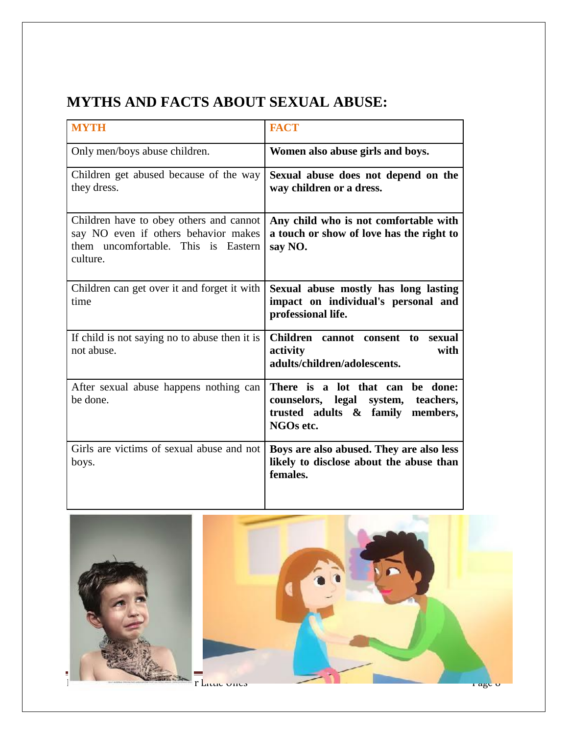# MYTHS AND FACTS ABOUT SEXUAL ABUSE:

| MYTH | FACT |
|---|---|
| Only men/boys abuse children. | **Women also abuse girls and boys.** |
| Children get abused because of the way they dress. | **Sexual abuse does not depend on the way children or a dress.** |
| Children have to obey others and cannot say NO even if others behavior makes them uncomfortable. This is Eastern culture. | **Any child who is not comfortable with a touch or show of love has the right to say NO.** |
| Children can get over it and forget it with time | **Sexual abuse mostly has long lasting impact on individual's personal and professional life.** |
| If child is not saying no to abuse then it is not abuse. | **Children cannot consent to sexual activity with adults/children/adolescents.** |
| After sexual abuse happens nothing can be done. | **There is a lot that can be done: counselors, legal system, teachers, trusted adults & family members, NGOs etc.** |
| Girls are victims of sexual abuse and not boys. | **Boys are also abused. They are also less likely to disclose about the abuse than females.** |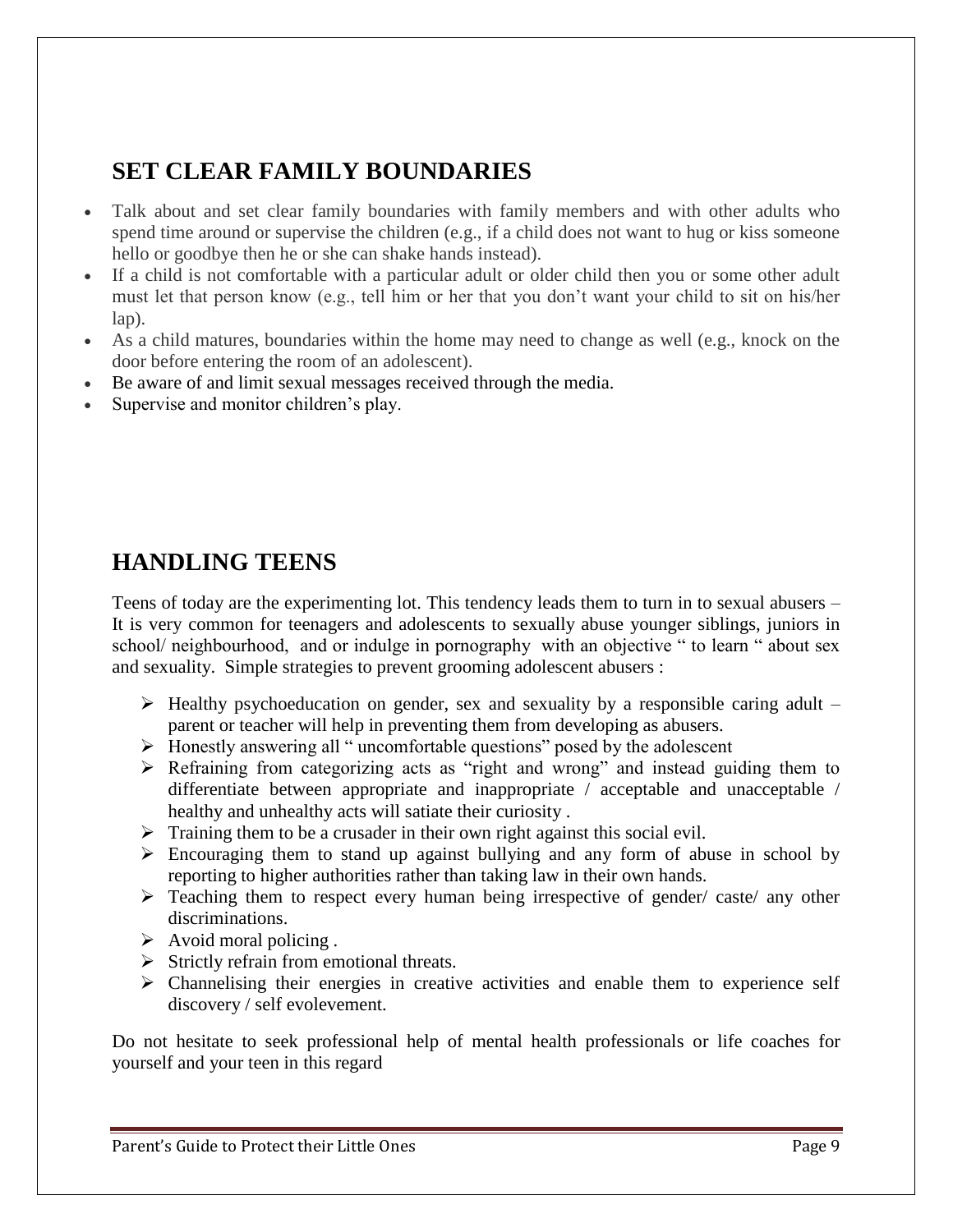## SET CLEAR FAMILY BOUNDARIES

- Talk about and set clear family boundaries with family members and with other adults who spend time around or supervise the children (e.g., if a child does not want to hug or kiss someone hello or goodbye then he or she can shake hands instead).
- If a child is not comfortable with a particular adult or older child then you or some other adult must let that person know (e.g., tell him or her that you don't want your child to sit on his/her lap).
- As a child matures, boundaries within the home may need to change as well (e.g., knock on the door before entering the room of an adolescent).
- Be aware of and limit sexual messages received through the media.
- Supervise and monitor children's play.

## HANDLING TEENS

Teens of today are the experimenting lot. This tendency leads them to turn in to sexual abusers – It is very common for teenagers and adolescents to sexually abuse younger siblings, juniors in school/ neighbourhood, and or indulge in pornography with an objective " to learn " about sex and sexuality. Simple strategies to prevent grooming adolescent abusers :

- Healthy psychoeducation on gender, sex and sexuality by a responsible caring adult – parent or teacher will help in preventing them from developing as abusers.
- Honestly answering all " uncomfortable questions" posed by the adolescent
- Refraining from categorizing acts as "right and wrong" and instead guiding them to differentiate between appropriate and inappropriate / acceptable and unacceptable / healthy and unhealthy acts will satiate their curiosity .
- Training them to be a crusader in their own right against this social evil.
- Encouraging them to stand up against bullying and any form of abuse in school by reporting to higher authorities rather than taking law in their own hands.
- Teaching them to respect every human being irrespective of gender/ caste/ any other discriminations.
- Avoid moral policing .
- Strictly refrain from emotional threats.
- Channelising their energies in creative activities and enable them to experience self discovery / self evolevement.

Do not hesitate to seek professional help of mental health professionals or life coaches for yourself and your teen in this regard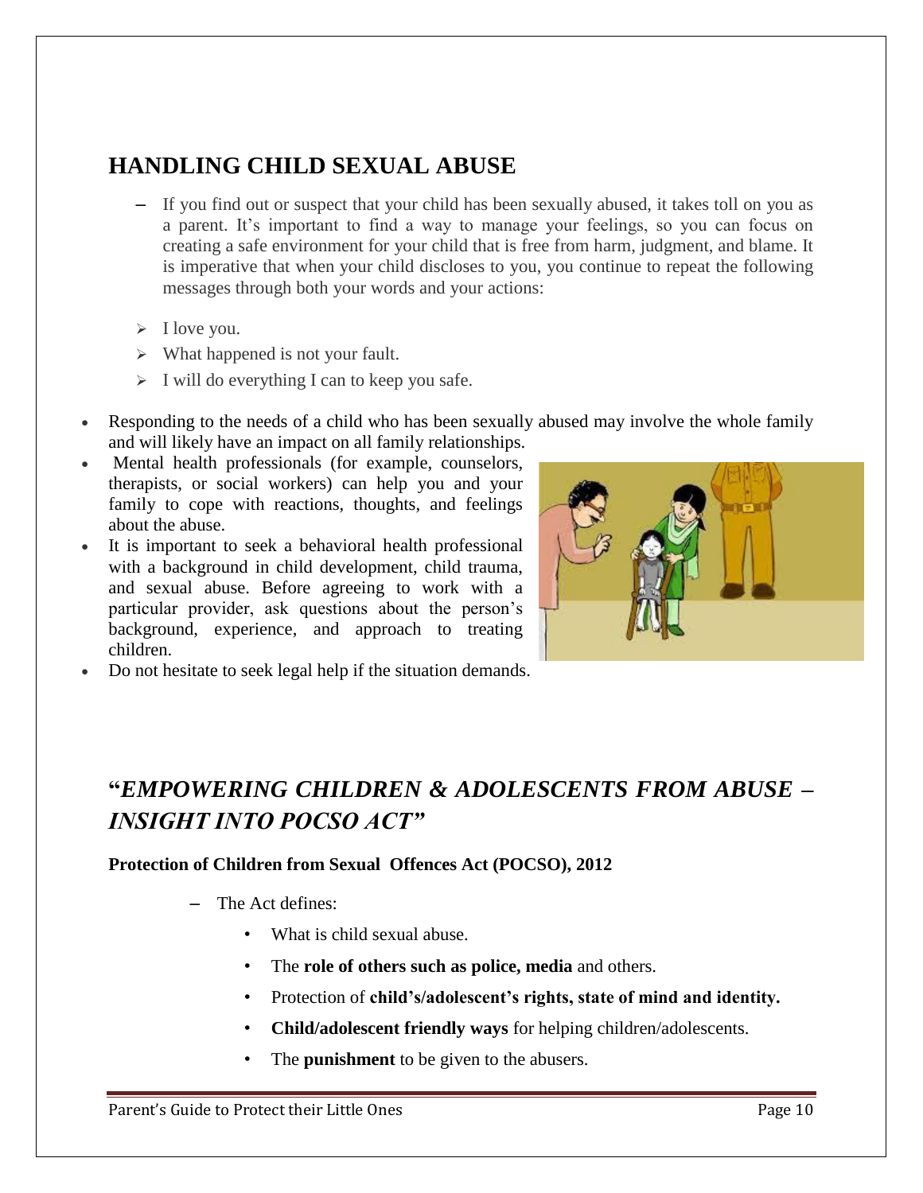# HANDLING CHILD SEXUAL ABUSE

- If you find out or suspect that your child has been sexually abused, it takes toll on you as a parent. It's important to find a way to manage your feelings, so you can focus on creating a safe environment for your child that is free from harm, judgment, and blame. It is imperative that when your child discloses to you, you continue to repeat the following messages through both your words and your actions:

  - I love you.
  - What happened is not your fault.
  - I will do everything I can to keep you safe.

- Responding to the needs of a child who has been sexually abused may involve the whole family and will likely have an impact on all family relationships.
- Mental health professionals (for example, counselors, therapists, or social workers) can help you and your family to cope with reactions, thoughts, and feelings about the abuse.
- It is important to seek a behavioral health professional with a background in child development, child trauma, and sexual abuse. Before agreeing to work with a particular provider, ask questions about the person's background, experience, and approach to treating children.
- Do not hesitate to seek legal help if the situation demands.

## "*EMPOWERING CHILDREN & ADOLESCENTS FROM ABUSE – INSIGHT INTO POCSO ACT*"

**Protection of Children from Sexual Offences Act (POCSO), 2012**

- The Act defines:
  - What is child sexual abuse.
  - The **role of others such as police, media** and others.
  - Protection of **child's/adolescent's rights, state of mind and identity.**
  - **Child/adolescent friendly ways** for helping children/adolescents.
  - The **punishment** to be given to the abusers.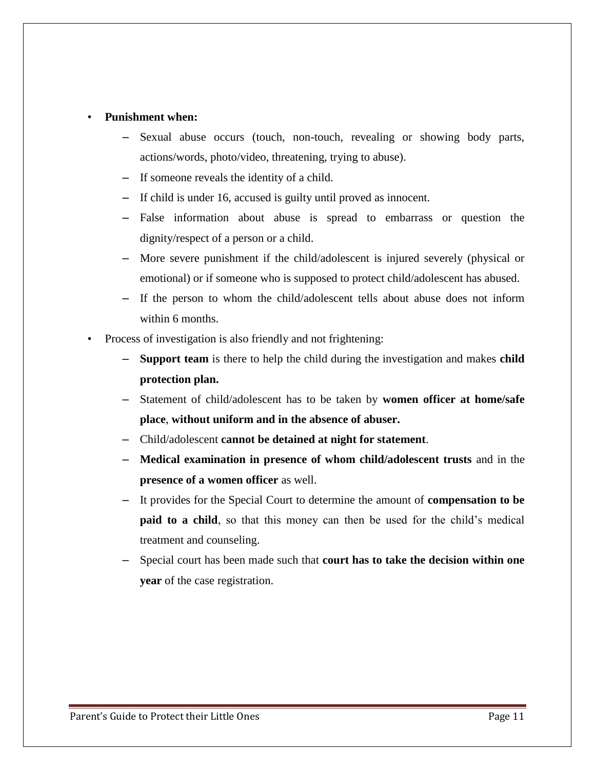- **Punishment when:**
  - Sexual abuse occurs (touch, non-touch, revealing or showing body parts, actions/words, photo/video, threatening, trying to abuse).
  - If someone reveals the identity of a child.
  - If child is under 16, accused is guilty until proved as innocent.
  - False information about abuse is spread to embarrass or question the dignity/respect of a person or a child.
  - More severe punishment if the child/adolescent is injured severely (physical or emotional) or if someone who is supposed to protect child/adolescent has abused.
  - If the person to whom the child/adolescent tells about abuse does not inform within 6 months.
- Process of investigation is also friendly and not frightening:
  - **Support team** is there to help the child during the investigation and makes **child protection plan.**
  - Statement of child/adolescent has to be taken by **women officer at home/safe place**, **without uniform and in the absence of abuser.**
  - Child/adolescent **cannot be detained at night for statement**.
  - **Medical examination in presence of whom child/adolescent trusts** and in the **presence of a women officer** as well.
  - It provides for the Special Court to determine the amount of **compensation to be paid to a child**, so that this money can then be used for the child's medical treatment and counseling.
  - Special court has been made such that **court has to take the decision within one year** of the case registration.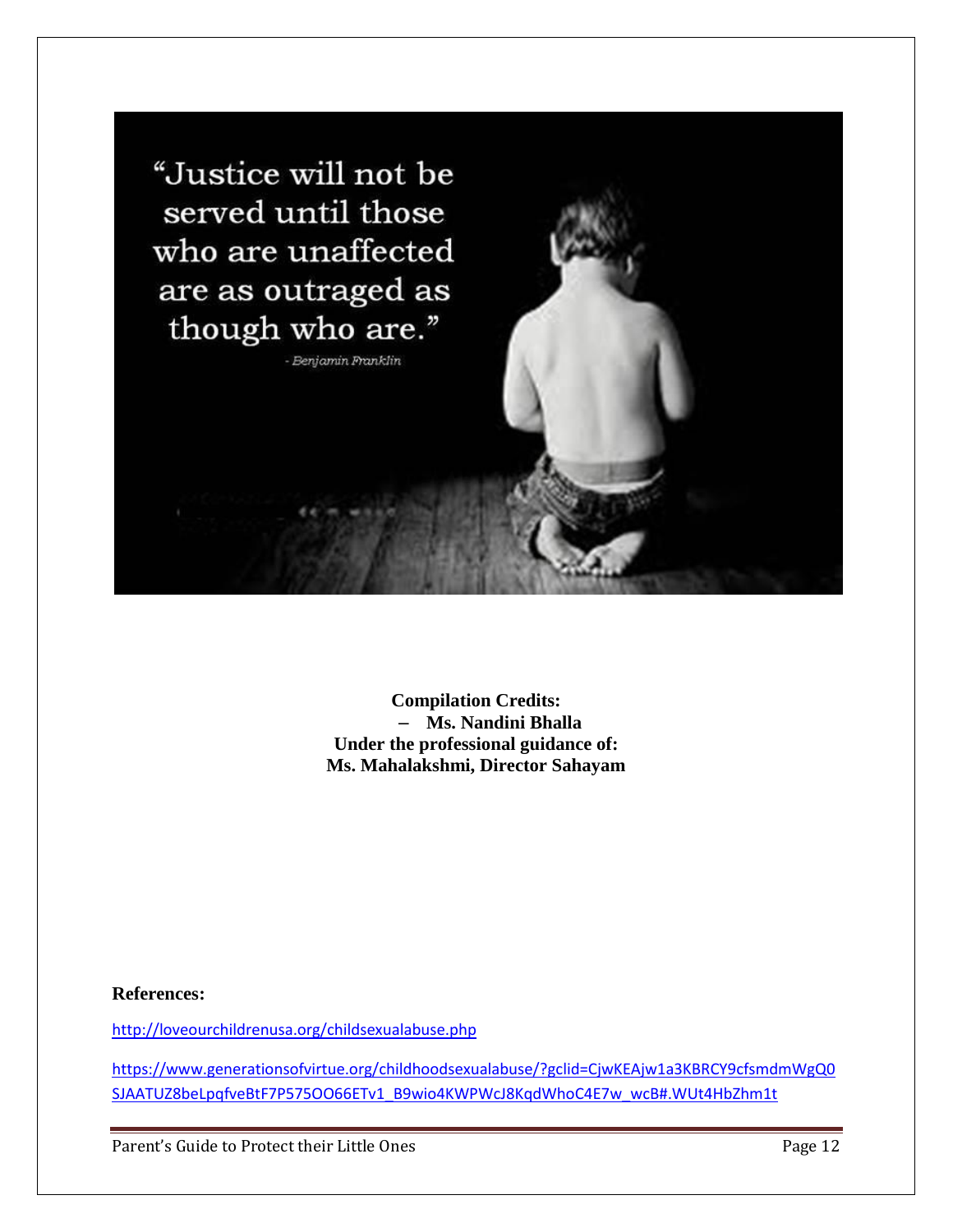"Justice will not be served until those who are unaffected are as outraged as though who are."

- Benjamin Franklin

**Compilation Credits:**
**– Ms. Nandini Bhalla**
**Under the professional guidance of:**
**Ms. Mahalakshmi, Director Sahayam**

**References:**

http://loveourchildrenusa.org/childsexualabuse.php

https://www.generationsofvirtue.org/childhoodsexualabuse/?gclid=CjwKEAjw1a3KBRCY9cfsmdmWgQ0SJAATUZ8beLpqfveBtF7P575OO66ETv1_B9wio4KWPWcJ8KqdWhoC4E7w_wcB#.WUt4HbZhm1t